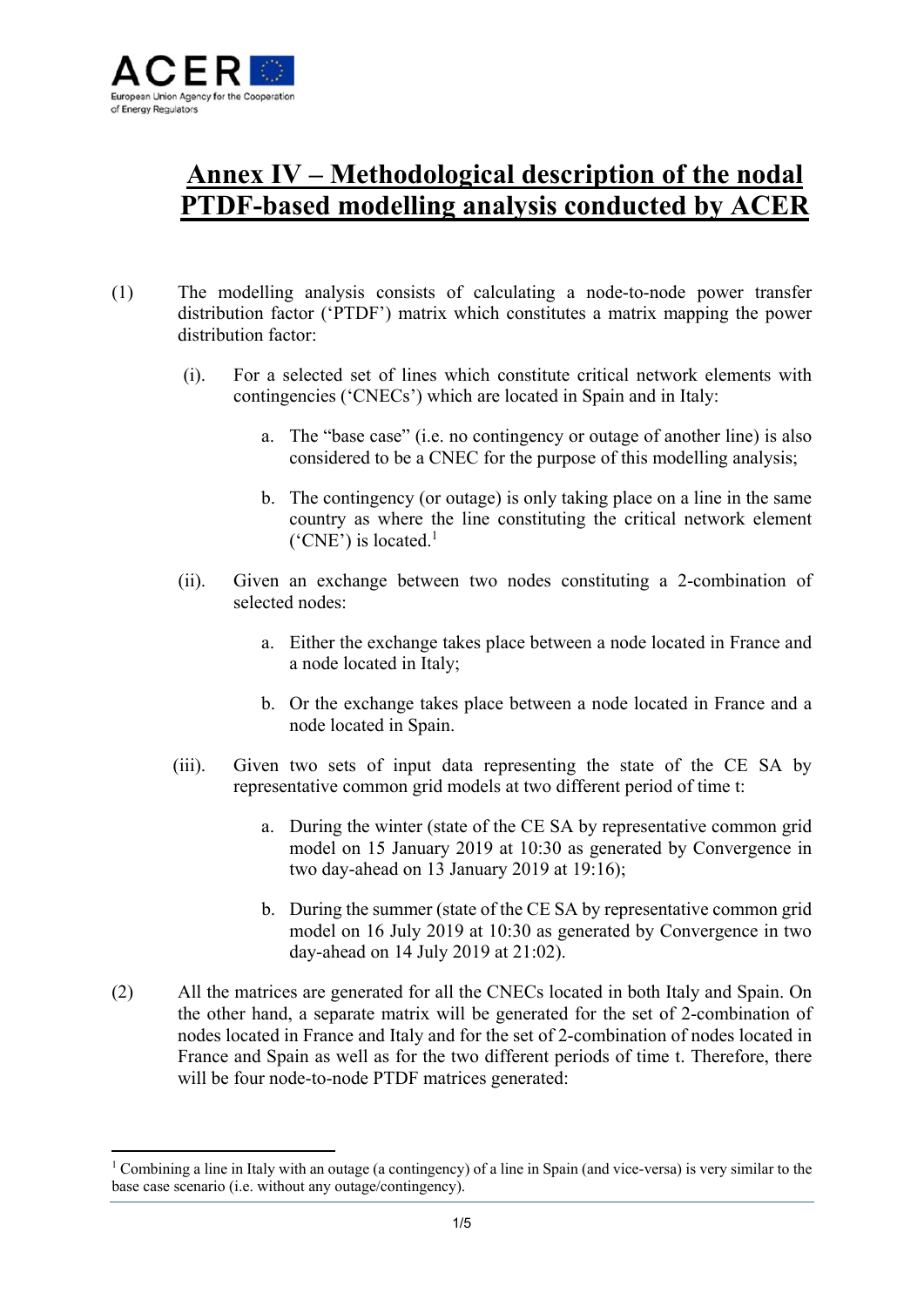# Annex IV – Methodological description of the nodal PTDF-based modelling analysis conducted by ACER

(1) The modelling analysis consists of calculating a node-to-node power transfer distribution factor ('PTDF') matrix which constitutes a matrix mapping the power distribution factor:

(i). For a selected set of lines which constitute critical network elements with contingencies ('CNECs') which are located in Spain and in Italy:

a. The "base case" (i.e. no contingency or outage of another line) is also considered to be a CNEC for the purpose of this modelling analysis;

b. The contingency (or outage) is only taking place on a line in the same country as where the line constituting the critical network element ('CNE') is located.[1]

(ii). Given an exchange between two nodes constituting a 2-combination of selected nodes:

a. Either the exchange takes place between a node located in France and a node located in Italy;

b. Or the exchange takes place between a node located in France and a node located in Spain.

(iii). Given two sets of input data representing the state of the CE SA by representative common grid models at two different period of time t:

a. During the winter (state of the CE SA by representative common grid model on 15 January 2019 at 10:30 as generated by Convergence in two day-ahead on 13 January 2019 at 19:16);

b. During the summer (state of the CE SA by representative common grid model on 16 July 2019 at 10:30 as generated by Convergence in two day-ahead on 14 July 2019 at 21:02).

(2) All the matrices are generated for all the CNECs located in both Italy and Spain. On the other hand, a separate matrix will be generated for the set of 2-combination of nodes located in France and Italy and for the set of 2-combination of nodes located in France and Spain as well as for the two different periods of time t. Therefore, there will be four node-to-node PTDF matrices generated:

[1] Combining a line in Italy with an outage (a contingency) of a line in Spain (and vice-versa) is very similar to the base case scenario (i.e. without any outage/contingency).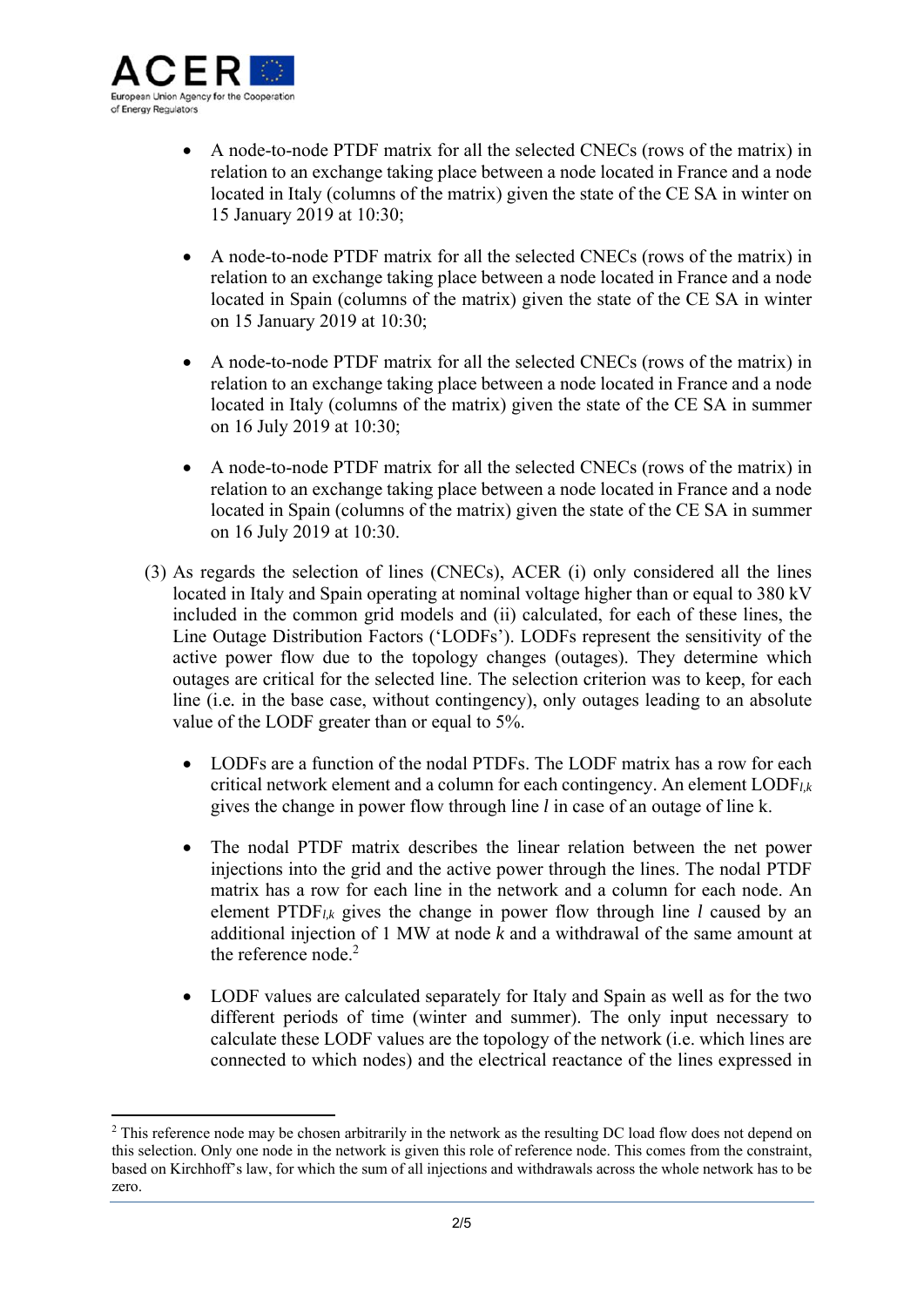- A node-to-node PTDF matrix for all the selected CNECs (rows of the matrix) in relation to an exchange taking place between a node located in France and a node located in Italy (columns of the matrix) given the state of the CE SA in winter on 15 January 2019 at 10:30;

- A node-to-node PTDF matrix for all the selected CNECs (rows of the matrix) in relation to an exchange taking place between a node located in France and a node located in Spain (columns of the matrix) given the state of the CE SA in winter on 15 January 2019 at 10:30;

- A node-to-node PTDF matrix for all the selected CNECs (rows of the matrix) in relation to an exchange taking place between a node located in France and a node located in Italy (columns of the matrix) given the state of the CE SA in summer on 16 July 2019 at 10:30;

- A node-to-node PTDF matrix for all the selected CNECs (rows of the matrix) in relation to an exchange taking place between a node located in France and a node located in Spain (columns of the matrix) given the state of the CE SA in summer on 16 July 2019 at 10:30.

(3) As regards the selection of lines (CNECs), ACER (i) only considered all the lines located in Italy and Spain operating at nominal voltage higher than or equal to 380 kV included in the common grid models and (ii) calculated, for each of these lines, the Line Outage Distribution Factors ('LODFs'). LODFs represent the sensitivity of the active power flow due to the topology changes (outages). They determine which outages are critical for the selected line. The selection criterion was to keep, for each line (i.e. in the base case, without contingency), only outages leading to an absolute value of the LODF greater than or equal to 5%.

- LODFs are a function of the nodal PTDFs. The LODF matrix has a row for each critical network element and a column for each contingency. An element $LODF_{l,k}$ gives the change in power flow through line $l$ in case of an outage of line k.

- The nodal PTDF matrix describes the linear relation between the net power injections into the grid and the active power through the lines. The nodal PTDF matrix has a row for each line in the network and a column for each node. An element $PTDF_{l,k}$ gives the change in power flow through line $l$ caused by an additional injection of 1 MW at node $k$ and a withdrawal of the same amount at the reference node.[2]

- LODF values are calculated separately for Italy and Spain as well as for the two different periods of time (winter and summer). The only input necessary to calculate these LODF values are the topology of the network (i.e. which lines are connected to which nodes) and the electrical reactance of the lines expressed in

[2] This reference node may be chosen arbitrarily in the network as the resulting DC load flow does not depend on this selection. Only one node in the network is given this role of reference node. This comes from the constraint, based on Kirchhoff's law, for which the sum of all injections and withdrawals across the whole network has to be zero.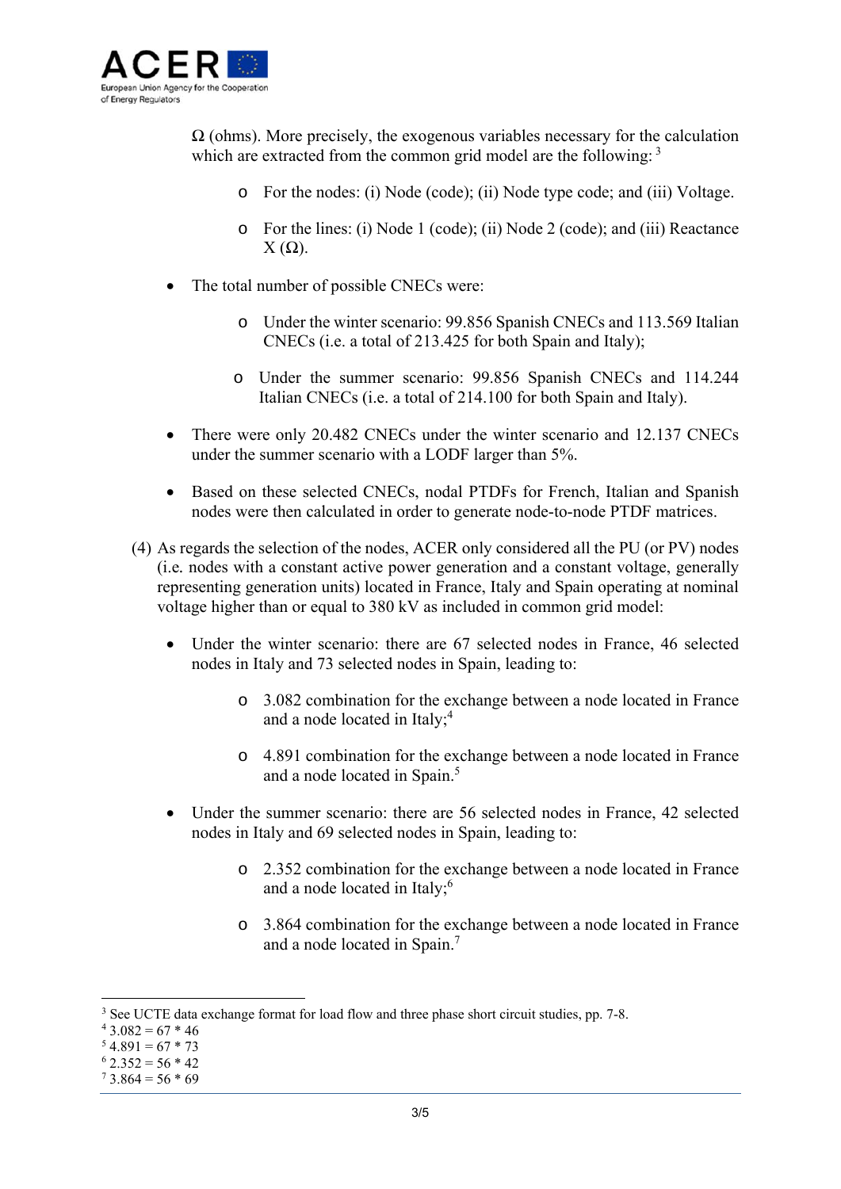Ω (ohms). More precisely, the exogenous variables necessary for the calculation which are extracted from the common grid model are the following: [3]

- For the nodes: (i) Node (code); (ii) Node type code; and (iii) Voltage.
- For the lines: (i) Node 1 (code); (ii) Node 2 (code); and (iii) Reactance X (Ω).

- The total number of possible CNECs were:
  - Under the winter scenario: 99.856 Spanish CNECs and 113.569 Italian CNECs (i.e. a total of 213.425 for both Spain and Italy);
  - Under the summer scenario: 99.856 Spanish CNECs and 114.244 Italian CNECs (i.e. a total of 214.100 for both Spain and Italy).
- There were only 20.482 CNECs under the winter scenario and 12.137 CNECs under the summer scenario with a LODF larger than 5%.
- Based on these selected CNECs, nodal PTDFs for French, Italian and Spanish nodes were then calculated in order to generate node-to-node PTDF matrices.

(4) As regards the selection of the nodes, ACER only considered all the PU (or PV) nodes (i.e. nodes with a constant active power generation and a constant voltage, generally representing generation units) located in France, Italy and Spain operating at nominal voltage higher than or equal to 380 kV as included in common grid model:

- Under the winter scenario: there are 67 selected nodes in France, 46 selected nodes in Italy and 73 selected nodes in Spain, leading to:
  - 3.082 combination for the exchange between a node located in France and a node located in Italy;[4]
  - 4.891 combination for the exchange between a node located in France and a node located in Spain.[5]
- Under the summer scenario: there are 56 selected nodes in France, 42 selected nodes in Italy and 69 selected nodes in Spain, leading to:
  - 2.352 combination for the exchange between a node located in France and a node located in Italy;[6]
  - 3.864 combination for the exchange between a node located in France and a node located in Spain.[7]

---

[3] See UCTE data exchange format for load flow and three phase short circuit studies, pp. 7-8.

[4] 3.082 = 67 * 46

[5] 4.891 = 67 * 73

[6] 2.352 = 56 * 42

[7] 3.864 = 56 * 69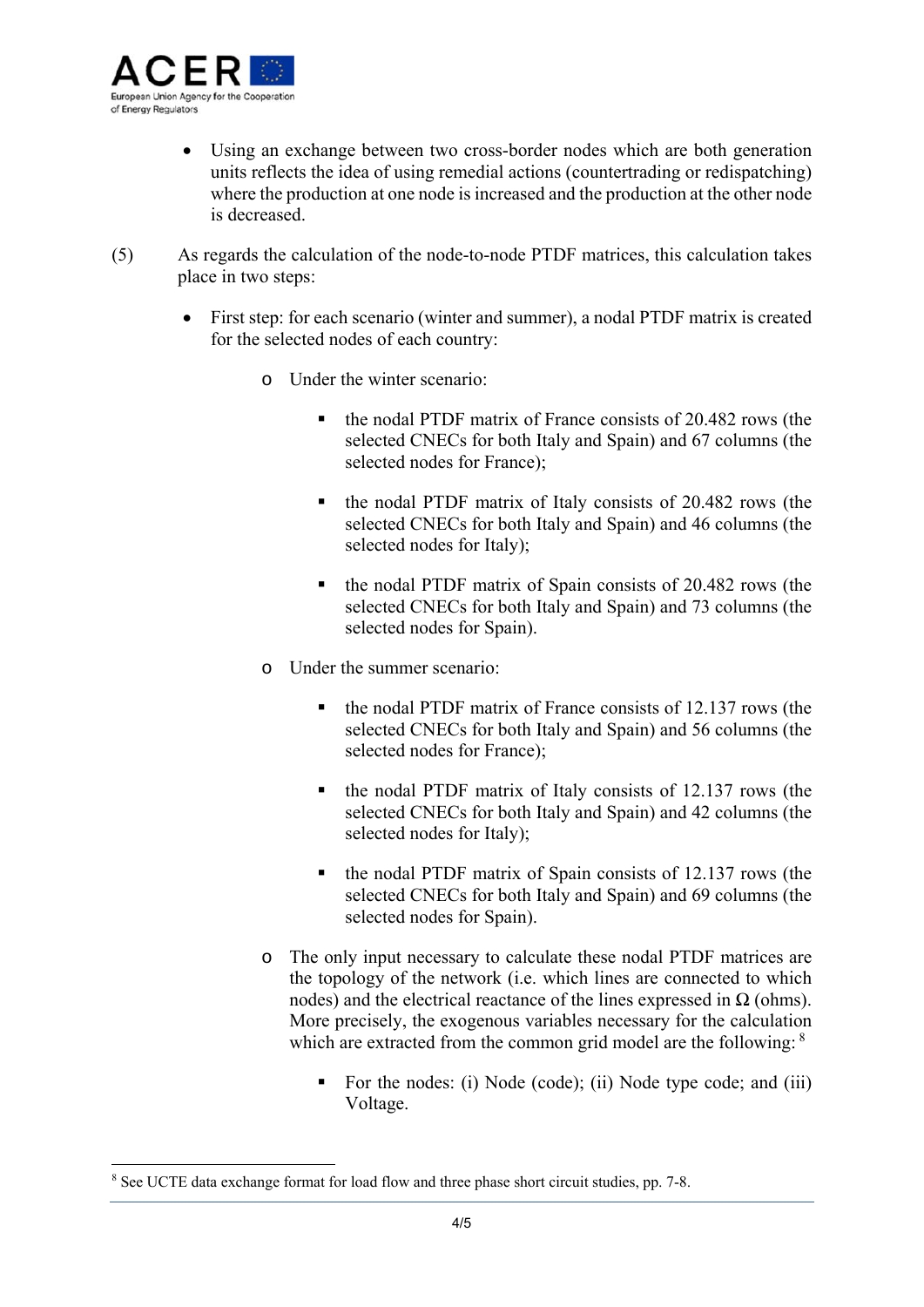- Using an exchange between two cross-border nodes which are both generation units reflects the idea of using remedial actions (countertrading or redispatching) where the production at one node is increased and the production at the other node is decreased.

(5) As regards the calculation of the node-to-node PTDF matrices, this calculation takes place in two steps:

- First step: for each scenario (winter and summer), a nodal PTDF matrix is created for the selected nodes of each country:
  - Under the winter scenario:
    - the nodal PTDF matrix of France consists of 20.482 rows (the selected CNECs for both Italy and Spain) and 67 columns (the selected nodes for France);
    - the nodal PTDF matrix of Italy consists of 20.482 rows (the selected CNECs for both Italy and Spain) and 46 columns (the selected nodes for Italy);
    - the nodal PTDF matrix of Spain consists of 20.482 rows (the selected CNECs for both Italy and Spain) and 73 columns (the selected nodes for Spain).
  - Under the summer scenario:
    - the nodal PTDF matrix of France consists of 12.137 rows (the selected CNECs for both Italy and Spain) and 56 columns (the selected nodes for France);
    - the nodal PTDF matrix of Italy consists of 12.137 rows (the selected CNECs for both Italy and Spain) and 42 columns (the selected nodes for Italy);
    - the nodal PTDF matrix of Spain consists of 12.137 rows (the selected CNECs for both Italy and Spain) and 69 columns (the selected nodes for Spain).
  - The only input necessary to calculate these nodal PTDF matrices are the topology of the network (i.e. which lines are connected to which nodes) and the electrical reactance of the lines expressed in Ω (ohms). More precisely, the exogenous variables necessary for the calculation which are extracted from the common grid model are the following: [8]
    - For the nodes: (i) Node (code); (ii) Node type code; and (iii) Voltage.

---

[8] See UCTE data exchange format for load flow and three phase short circuit studies, pp. 7-8.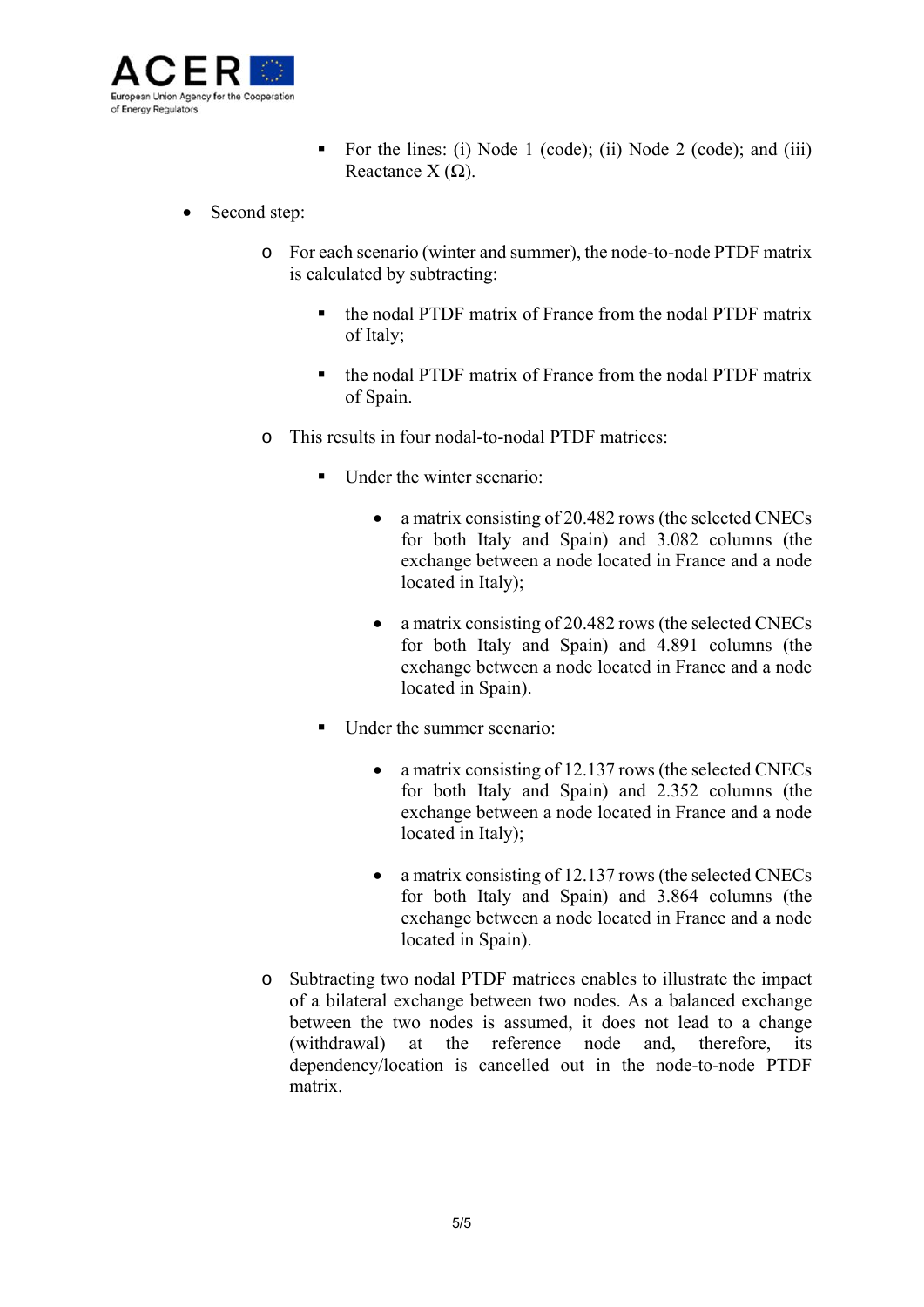- For the lines: (i) Node 1 (code); (ii) Node 2 (code); and (iii) Reactance X (Ω).

- Second step:
    - For each scenario (winter and summer), the node-to-node PTDF matrix is calculated by subtracting:
        - the nodal PTDF matrix of France from the nodal PTDF matrix of Italy;
        - the nodal PTDF matrix of France from the nodal PTDF matrix of Spain.
    - This results in four nodal-to-nodal PTDF matrices:
        - Under the winter scenario:
            - a matrix consisting of 20.482 rows (the selected CNECs for both Italy and Spain) and 3.082 columns (the exchange between a node located in France and a node located in Italy);
            - a matrix consisting of 20.482 rows (the selected CNECs for both Italy and Spain) and 4.891 columns (the exchange between a node located in France and a node located in Spain).
        - Under the summer scenario:
            - a matrix consisting of 12.137 rows (the selected CNECs for both Italy and Spain) and 2.352 columns (the exchange between a node located in France and a node located in Italy);
            - a matrix consisting of 12.137 rows (the selected CNECs for both Italy and Spain) and 3.864 columns (the exchange between a node located in France and a node located in Spain).
    - Subtracting two nodal PTDF matrices enables to illustrate the impact of a bilateral exchange between two nodes. As a balanced exchange between the two nodes is assumed, it does not lead to a change (withdrawal) at the reference node and, therefore, its dependency/location is cancelled out in the node-to-node PTDF matrix.